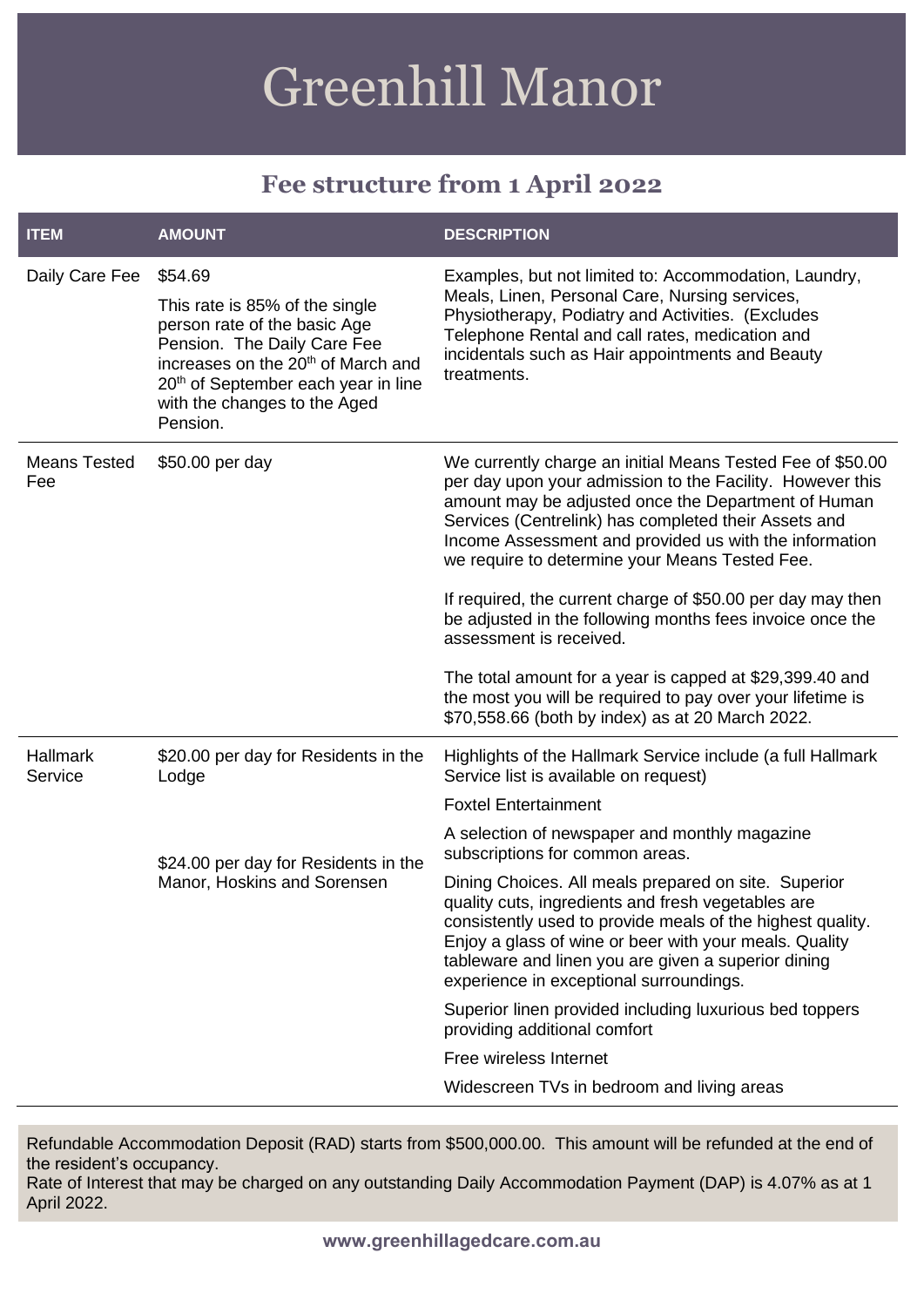# Greenhill Manor

## Fee structure from 1 April 2022

| ITEM | AMOUNT | DESCRIPTION |
|---|---|---|
| Daily Care Fee | \$54.69<br><br>This rate is 85% of the single person rate of the basic Age Pension. The Daily Care Fee increases on the 20th of March and 20th of September each year in line with the changes to the Aged Pension. | Examples, but not limited to: Accommodation, Laundry, Meals, Linen, Personal Care, Nursing services, Physiotherapy, Podiatry and Activities. (Excludes Telephone Rental and call rates, medication and incidentals such as Hair appointments and Beauty treatments. |
| Means Tested Fee | \$50.00 per day | We currently charge an initial Means Tested Fee of \$50.00 per day upon your admission to the Facility. However this amount may be adjusted once the Department of Human Services (Centrelink) has completed their Assets and Income Assessment and provided us with the information we require to determine your Means Tested Fee.<br><br>If required, the current charge of \$50.00 per day may then be adjusted in the following months fees invoice once the assessment is received.<br><br>The total amount for a year is capped at \$29,399.40 and the most you will be required to pay over your lifetime is \$70,558.66 (both by index) as at 20 March 2022. |
| Hallmark Service | \$20.00 per day for Residents in the Lodge<br><br>\$24.00 per day for Residents in the Manor, Hoskins and Sorensen | Highlights of the Hallmark Service include (a full Hallmark Service list is available on request)<br><br>Foxtel Entertainment<br><br>A selection of newspaper and monthly magazine subscriptions for common areas.<br><br>Dining Choices. All meals prepared on site. Superior quality cuts, ingredients and fresh vegetables are consistently used to provide meals of the highest quality. Enjoy a glass of wine or beer with your meals. Quality tableware and linen you are given a superior dining experience in exceptional surroundings.<br><br>Superior linen provided including luxurious bed toppers providing additional comfort<br><br>Free wireless Internet<br><br>Widescreen TVs in bedroom and living areas |

Refundable Accommodation Deposit (RAD) starts from \$500,000.00. This amount will be refunded at the end of the resident's occupancy.
Rate of Interest that may be charged on any outstanding Daily Accommodation Payment (DAP) is 4.07% as at 1 April 2022.

**www.greenhillagedcare.com.au**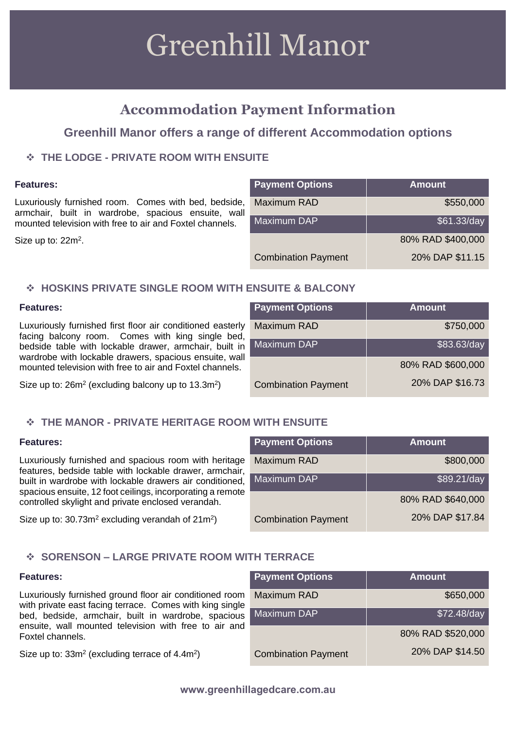# Greenhill Manor

## Accommodation Payment Information

### Greenhill Manor offers a range of different Accommodation options

#### ❖ THE LODGE - PRIVATE ROOM WITH ENSUITE

**Features:**

Luxuriously furnished room. Comes with bed, bedside, armchair, built in wardrobe, spacious ensuite, wall mounted television with free to air and Foxtel channels.

Size up to: 22m$^2$.

| Payment Options | Amount |
|---|---|
| Maximum RAD | $550,000 |
| Maximum DAP | $61.33/day |
| Combination Payment | 80% RAD $400,000<br>20% DAP $11.15 |

#### ❖ HOSKINS PRIVATE SINGLE ROOM WITH ENSUITE & BALCONY

**Features:**

Luxuriously furnished first floor air conditioned easterly facing balcony room. Comes with king single bed, bedside table with lockable drawer, armchair, built in wardrobe with lockable drawers, spacious ensuite, wall mounted television with free to air and Foxtel channels.

Size up to: 26m$^2$ (excluding balcony up to 13.3m$^2$)

| Payment Options | Amount |
|---|---|
| Maximum RAD | $750,000 |
| Maximum DAP | $83.63/day |
| Combination Payment | 80% RAD $600,000<br>20% DAP $16.73 |

#### ❖ THE MANOR - PRIVATE HERITAGE ROOM WITH ENSUITE

**Features:**

Luxuriously furnished and spacious room with heritage features, bedside table with lockable drawer, armchair, built in wardrobe with lockable drawers air conditioned, spacious ensuite, 12 foot ceilings, incorporating a remote controlled skylight and private enclosed verandah.

Size up to: 30.73m$^2$ excluding verandah of 21m$^2$)

| Payment Options | Amount |
|---|---|
| Maximum RAD | $800,000 |
| Maximum DAP | $89.21/day |
| Combination Payment | 80% RAD $640,000<br>20% DAP $17.84 |

#### ❖ SORENSON – LARGE PRIVATE ROOM WITH TERRACE

**Features:**

Luxuriously furnished ground floor air conditioned room with private east facing terrace. Comes with king single bed, bedside, armchair, built in wardrobe, spacious ensuite, wall mounted television with free to air and Foxtel channels.

Size up to: 33m$^2$ (excluding terrace of 4.4m$^2$)

| Payment Options | Amount |
|---|---|
| Maximum RAD | $650,000 |
| Maximum DAP | $72.48/day |
| Combination Payment | 80% RAD $520,000<br>20% DAP $14.50 |

www.greenhillagedcare.com.au